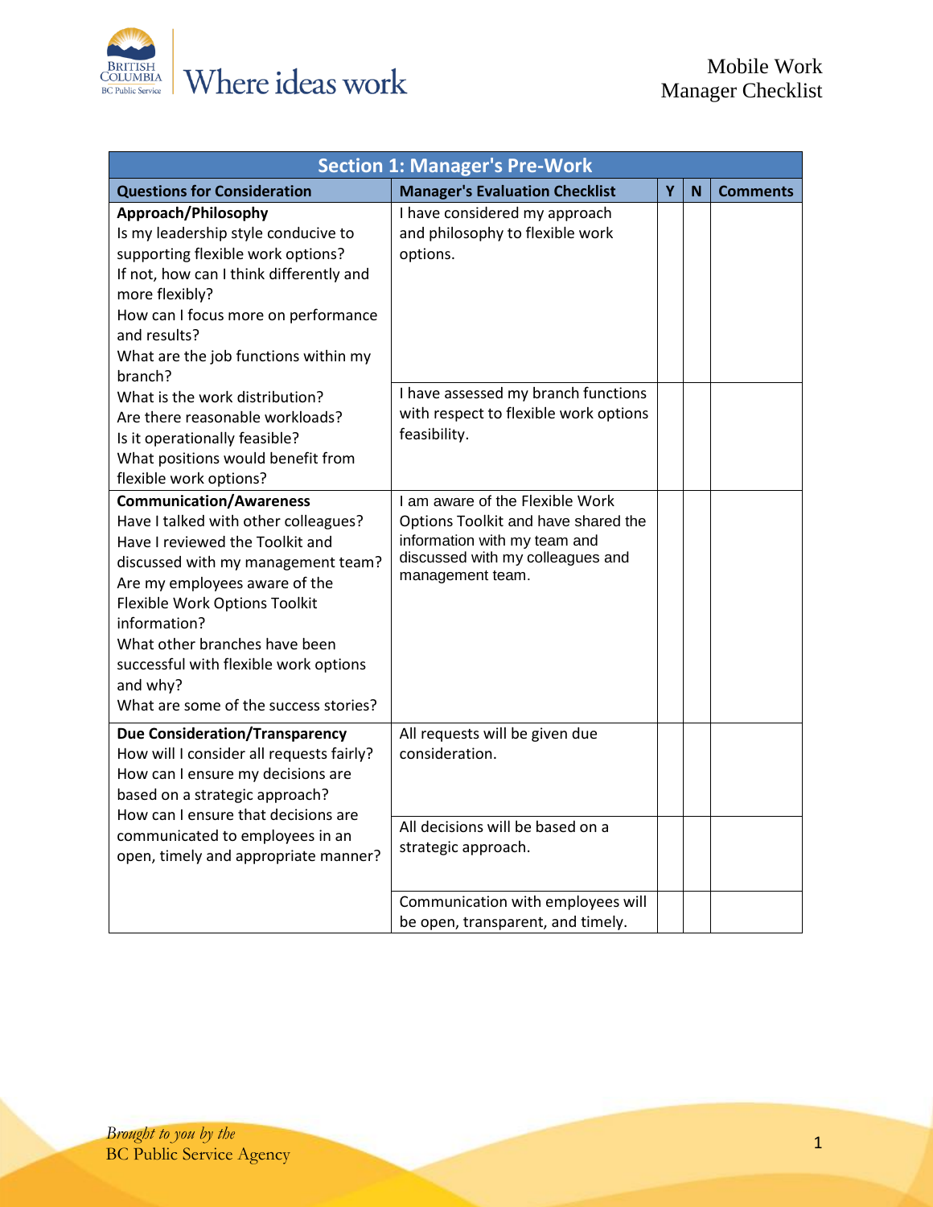# Mobile Work Manager Checklist

| Section 1: Manager's Pre-Work | | | | |
|---|---|---|---|---|
| **Questions for Consideration** | **Manager's Evaluation Checklist** | **Y** | **N** | **Comments** |
| **Approach/Philosophy**<br>Is my leadership style conducive to supporting flexible work options?<br>If not, how can I think differently and more flexibly?<br>How can I focus more on performance and results?<br>What are the job functions within my branch? | I have considered my approach and philosophy to flexible work options. | | | |
| What is the work distribution?<br>Are there reasonable workloads?<br>Is it operationally feasible?<br>What positions would benefit from flexible work options? | I have assessed my branch functions with respect to flexible work options feasibility. | | | |
| **Communication/Awareness**<br>Have I talked with other colleagues?<br>Have I reviewed the Toolkit and discussed with my management team?<br>Are my employees aware of the Flexible Work Options Toolkit information?<br>What other branches have been successful with flexible work options and why?<br>What are some of the success stories? | I am aware of the Flexible Work Options Toolkit and have shared the information with my team and discussed with my colleagues and management team. | | | |
| **Due Consideration/Transparency**<br>How will I consider all requests fairly?<br>How can I ensure my decisions are based on a strategic approach?<br>How can I ensure that decisions are communicated to employees in an open, timely and appropriate manner? | All requests will be given due consideration. | | | |
| | All decisions will be based on a strategic approach. | | | |
| | Communication with employees will be open, transparent, and timely. | | | |

*Brought to you by the*
BC Public Service Agency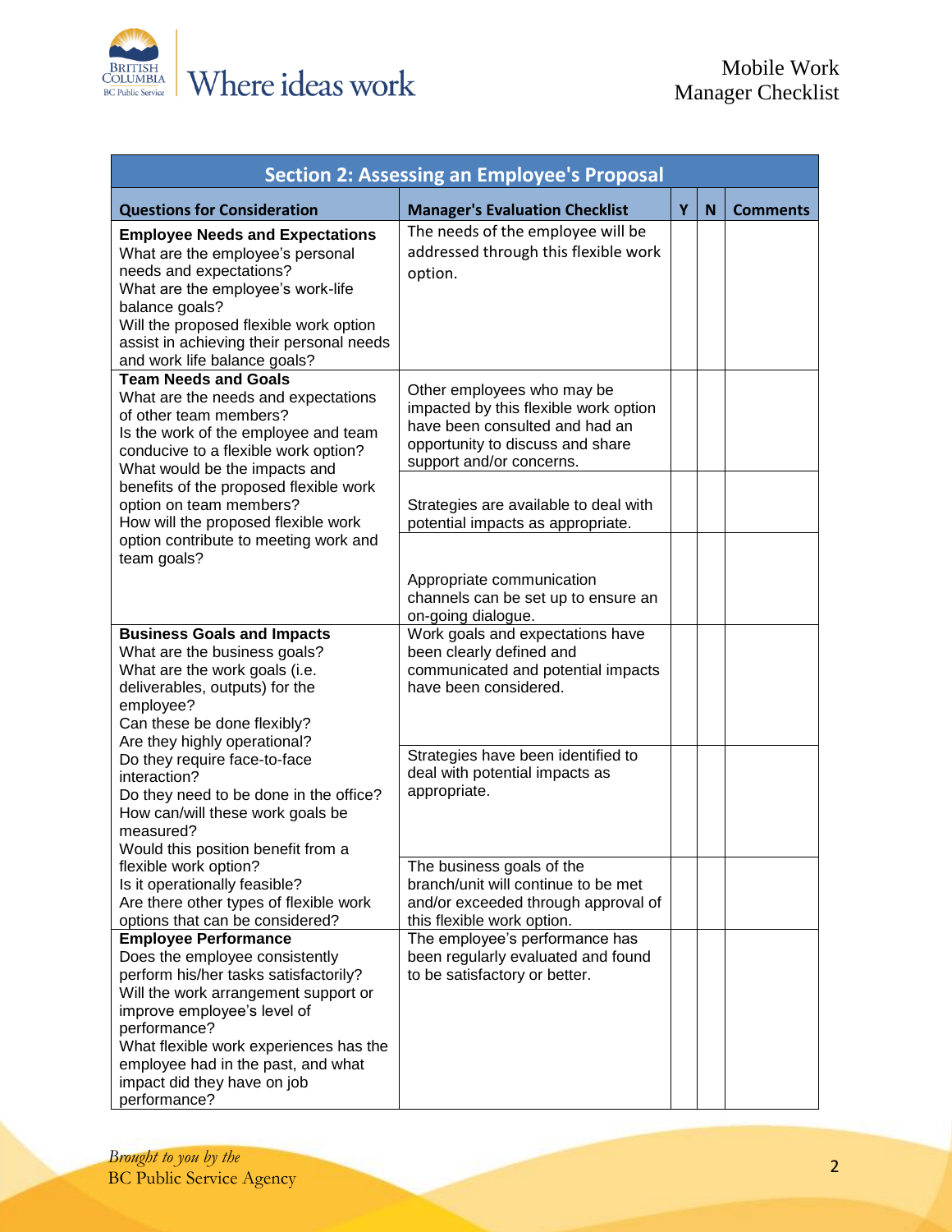| Section 2: Assessing an Employee's Proposal | | | | |
|---|---|---|---|---|
| **Questions for Consideration** | **Manager's Evaluation Checklist** | **Y** | **N** | **Comments** |
| **Employee Needs and Expectations**<br>What are the employee's personal needs and expectations?<br>What are the employee's work-life balance goals?<br>Will the proposed flexible work option assist in achieving their personal needs and work life balance goals? | The needs of the employee will be addressed through this flexible work option. | | | |
| **Team Needs and Goals**<br>What are the needs and expectations of other team members?<br>Is the work of the employee and team conducive to a flexible work option?<br>What would be the impacts and benefits of the proposed flexible work option on team members?<br>How will the proposed flexible work option contribute to meeting work and team goals? | Other employees who may be impacted by this flexible work option have been consulted and had an opportunity to discuss and share support and/or concerns. | | | |
| | Strategies are available to deal with potential impacts as appropriate. | | | |
| | Appropriate communication channels can be set up to ensure an on-going dialogue. | | | |
| **Business Goals and Impacts**<br>What are the business goals?<br>What are the work goals (i.e. deliverables, outputs) for the employee?<br>Can these be done flexibly?<br>Are they highly operational?<br>Do they require face-to-face interaction?<br>Do they need to be done in the office?<br>How can/will these work goals be measured?<br>Would this position benefit from a flexible work option?<br>Is it operationally feasible?<br>Are there other types of flexible work options that can be considered? | Work goals and expectations have been clearly defined and communicated and potential impacts have been considered. | | | |
| | Strategies have been identified to deal with potential impacts as appropriate. | | | |
| | The business goals of the branch/unit will continue to be met and/or exceeded through approval of this flexible work option. | | | |
| **Employee Performance**<br>Does the employee consistently perform his/her tasks satisfactorily?<br>Will the work arrangement support or improve employee's level of performance?<br>What flexible work experiences has the employee had in the past, and what impact did they have on job performance? | The employee's performance has been regularly evaluated and found to be satisfactory or better. | | | |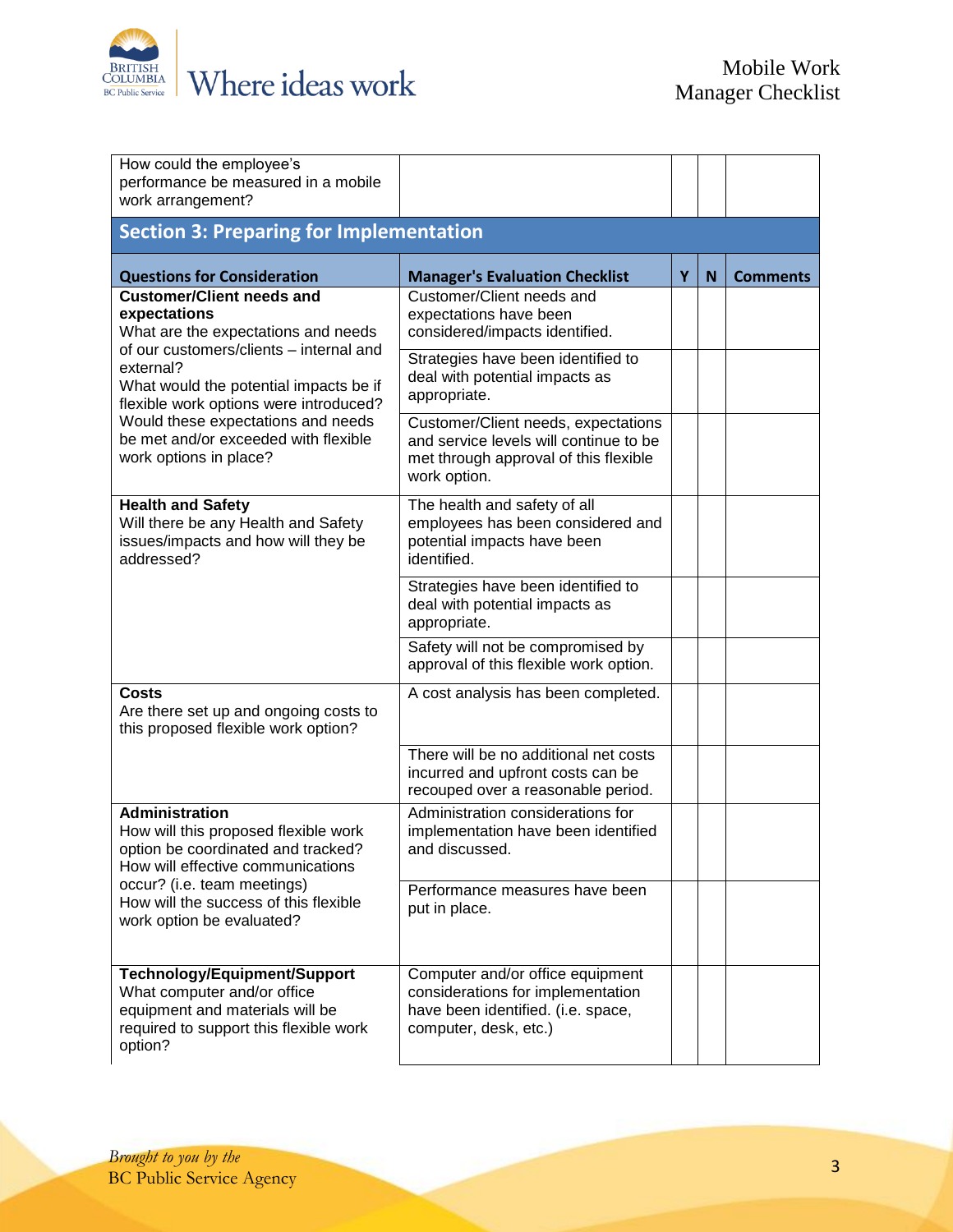| | | | | |
|---|---|---|---|---|
| How could the employee's performance be measured in a mobile work arrangement? | | | | |

## Section 3: Preparing for Implementation

| Questions for Consideration | Manager's Evaluation Checklist | Y | N | Comments |
|---|---|---|---|---|
| **Customer/Client needs and expectations**<br>What are the expectations and needs of our customers/clients – internal and external?<br>What would the potential impacts be if flexible work options were introduced?<br>Would these expectations and needs be met and/or exceeded with flexible work options in place? | Customer/Client needs and expectations have been considered/impacts identified. | | | |
| | Strategies have been identified to deal with potential impacts as appropriate. | | | |
| | Customer/Client needs, expectations and service levels will continue to be met through approval of this flexible work option. | | | |
| **Health and Safety**<br>Will there be any Health and Safety issues/impacts and how will they be addressed? | The health and safety of all employees has been considered and potential impacts have been identified. | | | |
| | Strategies have been identified to deal with potential impacts as appropriate. | | | |
| | Safety will not be compromised by approval of this flexible work option. | | | |
| **Costs**<br>Are there set up and ongoing costs to this proposed flexible work option? | A cost analysis has been completed. | | | |
| | There will be no additional net costs incurred and upfront costs can be recouped over a reasonable period. | | | |
| **Administration**<br>How will this proposed flexible work option be coordinated and tracked?<br>How will effective communications occur? (i.e. team meetings)<br>How will the success of this flexible work option be evaluated? | Administration considerations for implementation have been identified and discussed. | | | |
| | Performance measures have been put in place. | | | |
| **Technology/Equipment/Support**<br>What computer and/or office equipment and materials will be required to support this flexible work option? | Computer and/or office equipment considerations for implementation have been identified. (i.e. space, computer, desk, etc.) | | | |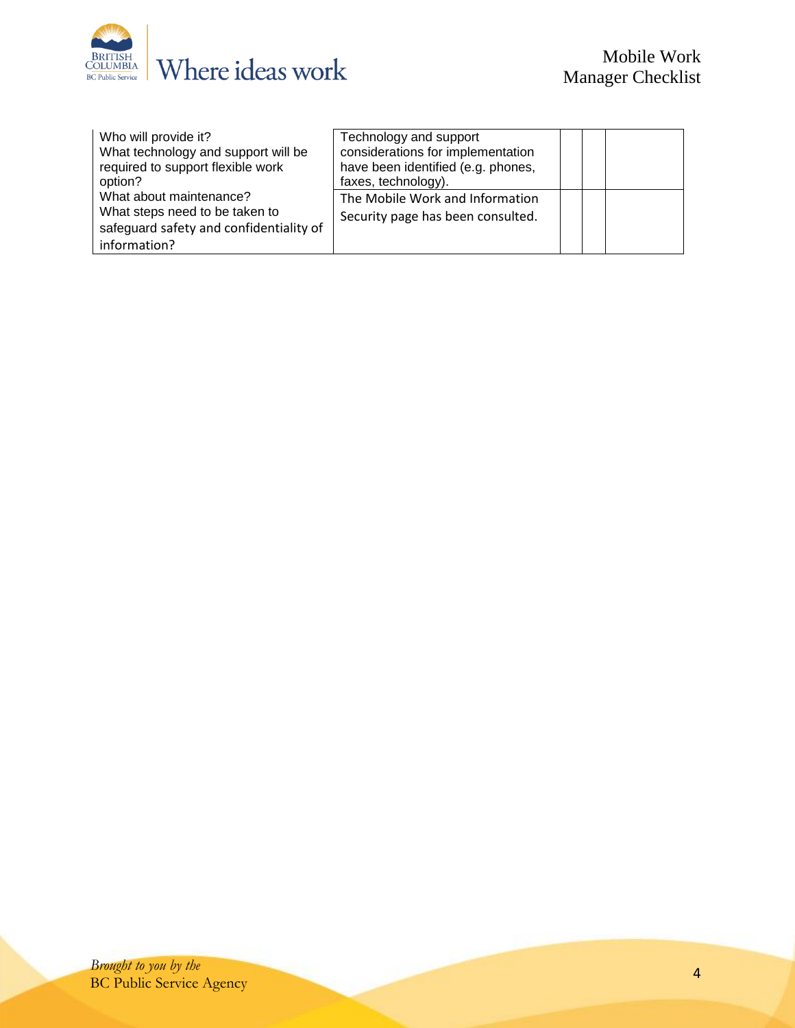| | | | | |
|---|---|---|---|---|
| Who will provide it?<br>What technology and support will be required to support flexible work option?<br>What about maintenance?<br>What steps need to be taken to safeguard safety and confidentiality of information? | Technology and support considerations for implementation have been identified (e.g. phones, faxes, technology). | | | |
| | The Mobile Work and Information Security page has been consulted. | | | |

*Brought to you by the*
BC Public Service Agency